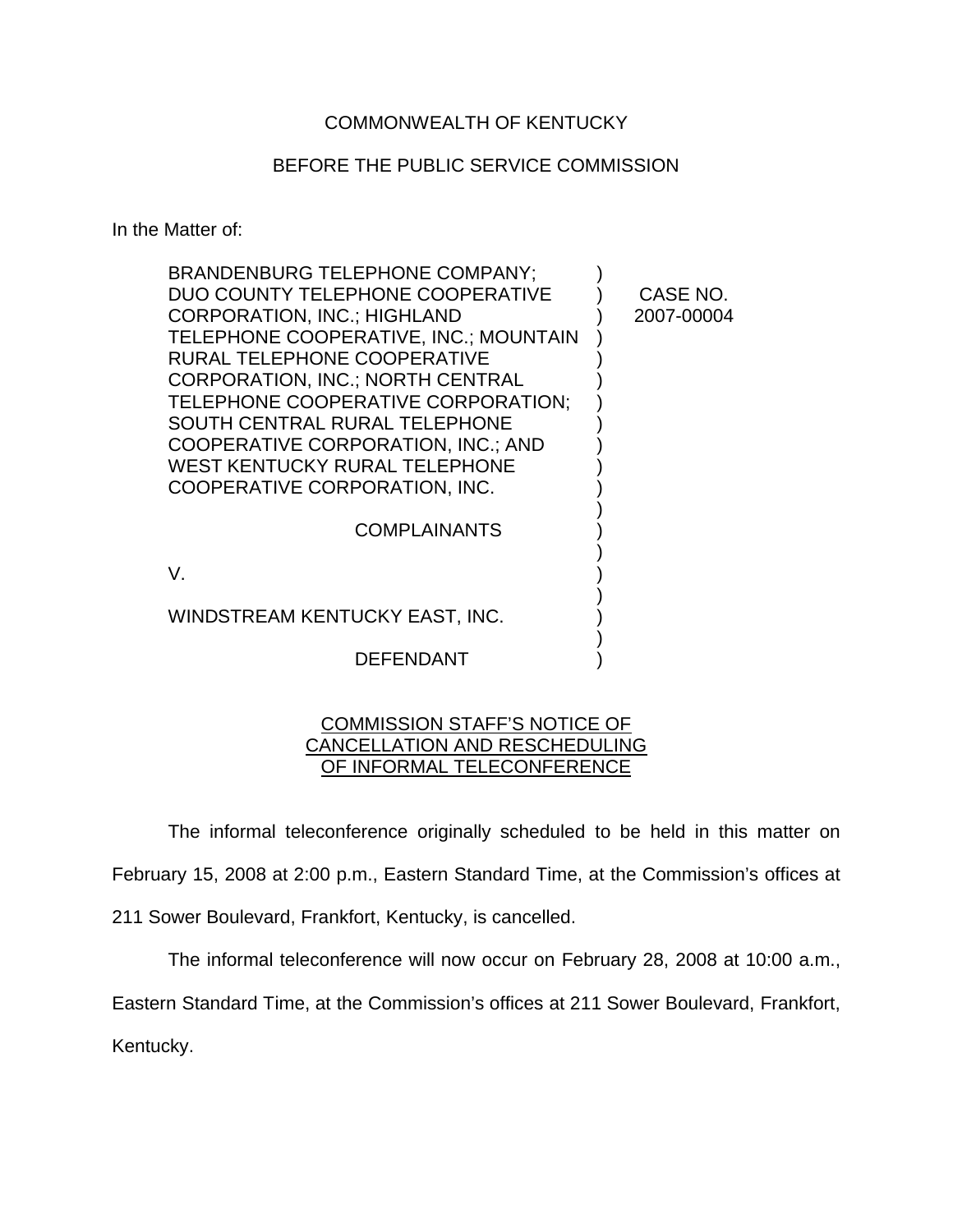COMMONWEALTH OF KENTUCKY

BEFORE THE PUBLIC SERVICE COMMISSION

In the Matter of:

BRANDENBURG TELEPHONE COMPANY; DUO COUNTY TELEPHONE COOPERATIVE CORPORATION, INC.; HIGHLAND TELEPHONE COOPERATIVE, INC.; MOUNTAIN RURAL TELEPHONE COOPERATIVE CORPORATION, INC.; NORTH CENTRAL TELEPHONE COOPERATIVE CORPORATION; SOUTH CENTRAL RURAL TELEPHONE COOPERATIVE CORPORATION, INC.; AND WEST KENTUCKY RURAL TELEPHONE COOPERATIVE CORPORATION, INC.

COMPLAINANTS

V.

WINDSTREAM KENTUCKY EAST, INC.

DEFENDANT

CASE NO. 2007-00004

COMMISSION STAFF'S NOTICE OF CANCELLATION AND RESCHEDULING OF INFORMAL TELECONFERENCE

The informal teleconference originally scheduled to be held in this matter on February 15, 2008 at 2:00 p.m., Eastern Standard Time, at the Commission's offices at 211 Sower Boulevard, Frankfort, Kentucky, is cancelled.

The informal teleconference will now occur on February 28, 2008 at 10:00 a.m., Eastern Standard Time, at the Commission's offices at 211 Sower Boulevard, Frankfort, Kentucky.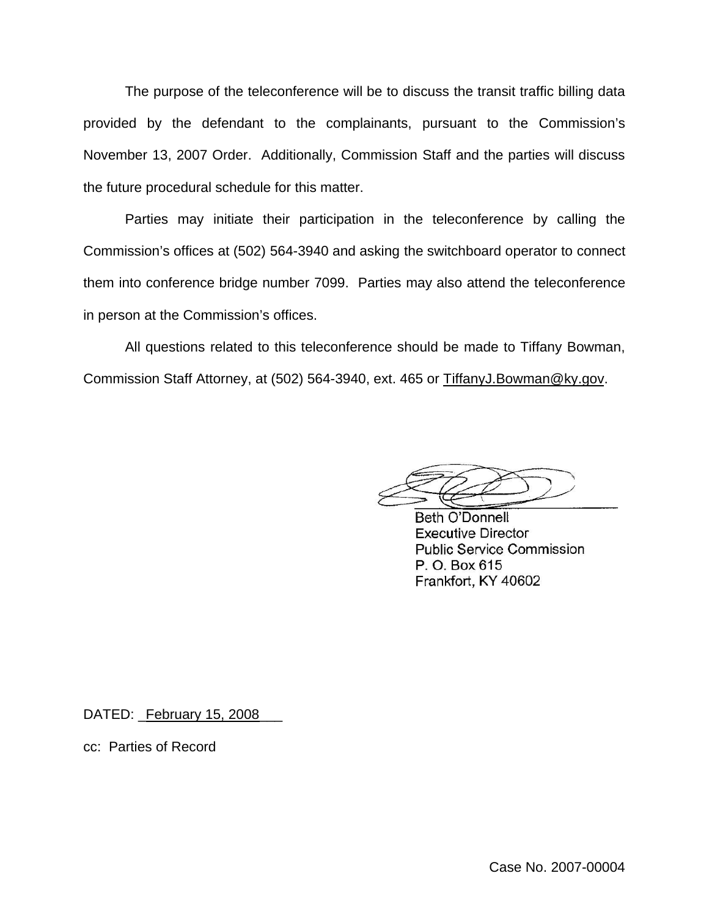The purpose of the teleconference will be to discuss the transit traffic billing data provided by the defendant to the complainants, pursuant to the Commission's November 13, 2007 Order. Additionally, Commission Staff and the parties will discuss the future procedural schedule for this matter.

Parties may initiate their participation in the teleconference by calling the Commission's offices at (502) 564-3940 and asking the switchboard operator to connect them into conference bridge number 7099. Parties may also attend the teleconference in person at the Commission's offices.

All questions related to this teleconference should be made to Tiffany Bowman, Commission Staff Attorney, at (502) 564-3940, ext. 465 or TiffanyJ.Bowman@ky.gov.

Beth O'Donnell
Executive Director
Public Service Commission
P. O. Box 615
Frankfort, KY 40602

DATED: February 15, 2008

cc: Parties of Record

Case No. 2007-00004